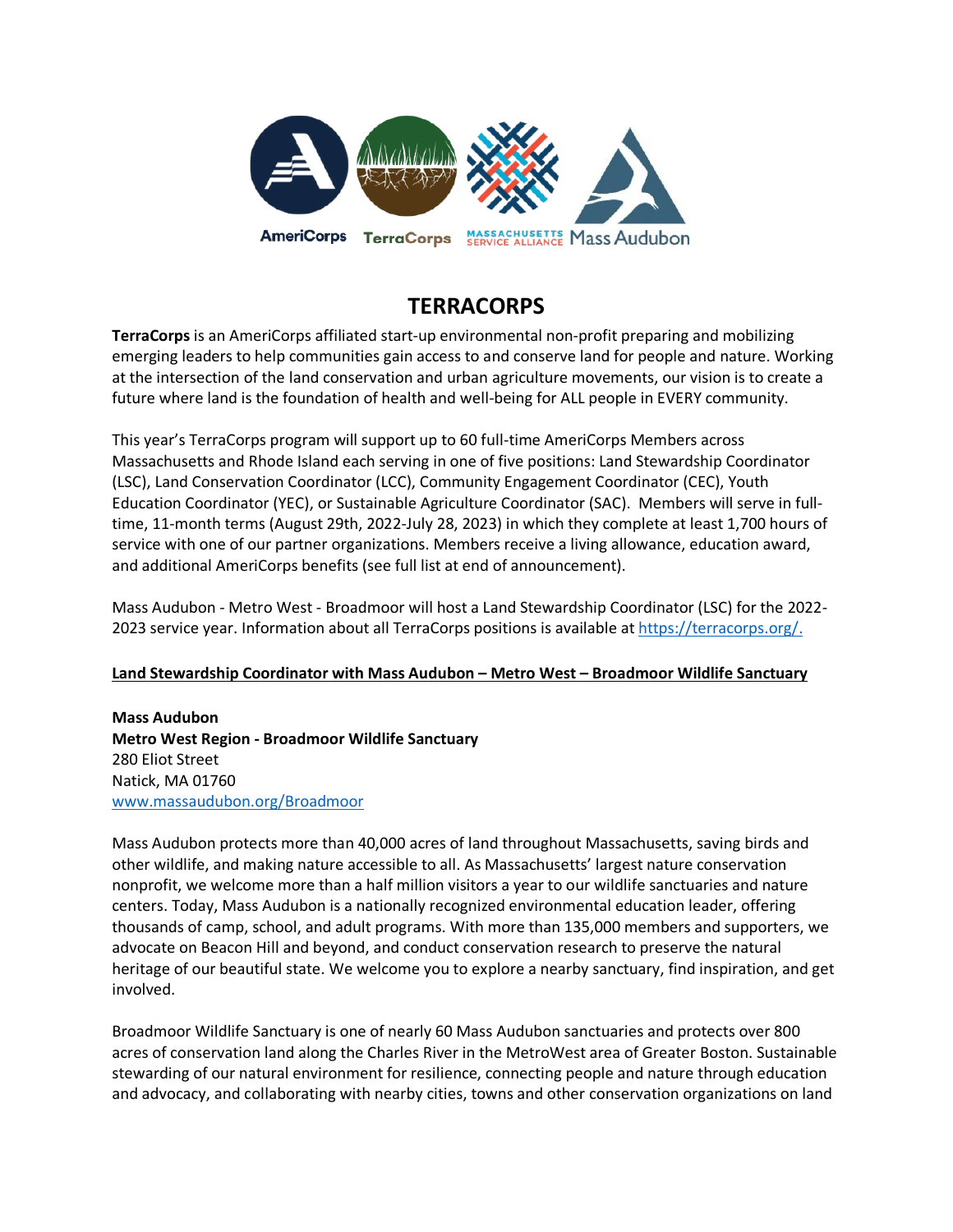AmeriCorps TerraCorps MASSACHUSETTS SERVICE ALLIANCE Mass Audubon

# TERRACORPS

**TerraCorps** is an AmeriCorps affiliated start-up environmental non-profit preparing and mobilizing emerging leaders to help communities gain access to and conserve land for people and nature. Working at the intersection of the land conservation and urban agriculture movements, our vision is to create a future where land is the foundation of health and well-being for ALL people in EVERY community.

This year's TerraCorps program will support up to 60 full-time AmeriCorps Members across Massachusetts and Rhode Island each serving in one of five positions: Land Stewardship Coordinator (LSC), Land Conservation Coordinator (LCC), Community Engagement Coordinator (CEC), Youth Education Coordinator (YEC), or Sustainable Agriculture Coordinator (SAC). Members will serve in full-time, 11-month terms (August 29th, 2022-July 28, 2023) in which they complete at least 1,700 hours of service with one of our partner organizations. Members receive a living allowance, education award, and additional AmeriCorps benefits (see full list at end of announcement).

Mass Audubon - Metro West - Broadmoor will host a Land Stewardship Coordinator (LSC) for the 2022-2023 service year. Information about all TerraCorps positions is available at [https://terracorps.org/.](https://terracorps.org/)

## Land Stewardship Coordinator with Mass Audubon – Metro West – Broadmoor Wildlife Sanctuary

**Mass Audubon**
**Metro West Region - Broadmoor Wildlife Sanctuary**
280 Eliot Street
Natick, MA 01760
[www.massaudubon.org/Broadmoor](http://www.massaudubon.org/Broadmoor)

Mass Audubon protects more than 40,000 acres of land throughout Massachusetts, saving birds and other wildlife, and making nature accessible to all. As Massachusetts' largest nature conservation nonprofit, we welcome more than a half million visitors a year to our wildlife sanctuaries and nature centers. Today, Mass Audubon is a nationally recognized environmental education leader, offering thousands of camp, school, and adult programs. With more than 135,000 members and supporters, we advocate on Beacon Hill and beyond, and conduct conservation research to preserve the natural heritage of our beautiful state. We welcome you to explore a nearby sanctuary, find inspiration, and get involved.

Broadmoor Wildlife Sanctuary is one of nearly 60 Mass Audubon sanctuaries and protects over 800 acres of conservation land along the Charles River in the MetroWest area of Greater Boston. Sustainable stewarding of our natural environment for resilience, connecting people and nature through education and advocacy, and collaborating with nearby cities, towns and other conservation organizations on land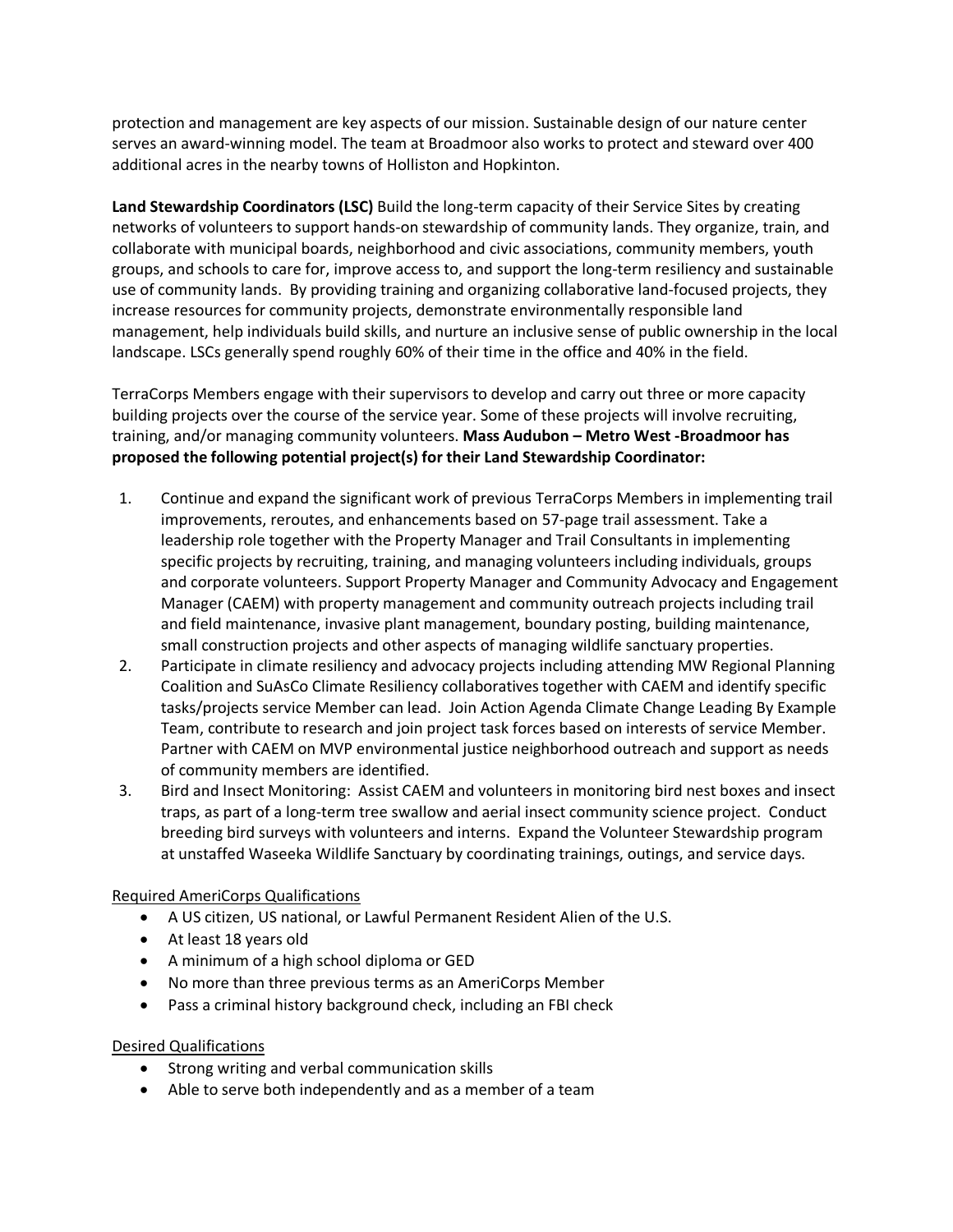protection and management are key aspects of our mission. Sustainable design of our nature center serves an award-winning model. The team at Broadmoor also works to protect and steward over 400 additional acres in the nearby towns of Holliston and Hopkinton.

**Land Stewardship Coordinators (LSC)** Build the long-term capacity of their Service Sites by creating networks of volunteers to support hands-on stewardship of community lands. They organize, train, and collaborate with municipal boards, neighborhood and civic associations, community members, youth groups, and schools to care for, improve access to, and support the long-term resiliency and sustainable use of community lands. By providing training and organizing collaborative land-focused projects, they increase resources for community projects, demonstrate environmentally responsible land management, help individuals build skills, and nurture an inclusive sense of public ownership in the local landscape. LSCs generally spend roughly 60% of their time in the office and 40% in the field.

TerraCorps Members engage with their supervisors to develop and carry out three or more capacity building projects over the course of the service year. Some of these projects will involve recruiting, training, and/or managing community volunteers. **Mass Audubon – Metro West -Broadmoor has proposed the following potential project(s) for their Land Stewardship Coordinator:**

1. Continue and expand the significant work of previous TerraCorps Members in implementing trail improvements, reroutes, and enhancements based on 57-page trail assessment. Take a leadership role together with the Property Manager and Trail Consultants in implementing specific projects by recruiting, training, and managing volunteers including individuals, groups and corporate volunteers. Support Property Manager and Community Advocacy and Engagement Manager (CAEM) with property management and community outreach projects including trail and field maintenance, invasive plant management, boundary posting, building maintenance, small construction projects and other aspects of managing wildlife sanctuary properties.
2. Participate in climate resiliency and advocacy projects including attending MW Regional Planning Coalition and SuAsCo Climate Resiliency collaboratives together with CAEM and identify specific tasks/projects service Member can lead. Join Action Agenda Climate Change Leading By Example Team, contribute to research and join project task forces based on interests of service Member. Partner with CAEM on MVP environmental justice neighborhood outreach and support as needs of community members are identified.
3. Bird and Insect Monitoring: Assist CAEM and volunteers in monitoring bird nest boxes and insect traps, as part of a long-term tree swallow and aerial insect community science project. Conduct breeding bird surveys with volunteers and interns. Expand the Volunteer Stewardship program at unstaffed Waseeka Wildlife Sanctuary by coordinating trainings, outings, and service days.

Required AmeriCorps Qualifications

- A US citizen, US national, or Lawful Permanent Resident Alien of the U.S.
- At least 18 years old
- A minimum of a high school diploma or GED
- No more than three previous terms as an AmeriCorps Member
- Pass a criminal history background check, including an FBI check

Desired Qualifications

- Strong writing and verbal communication skills
- Able to serve both independently and as a member of a team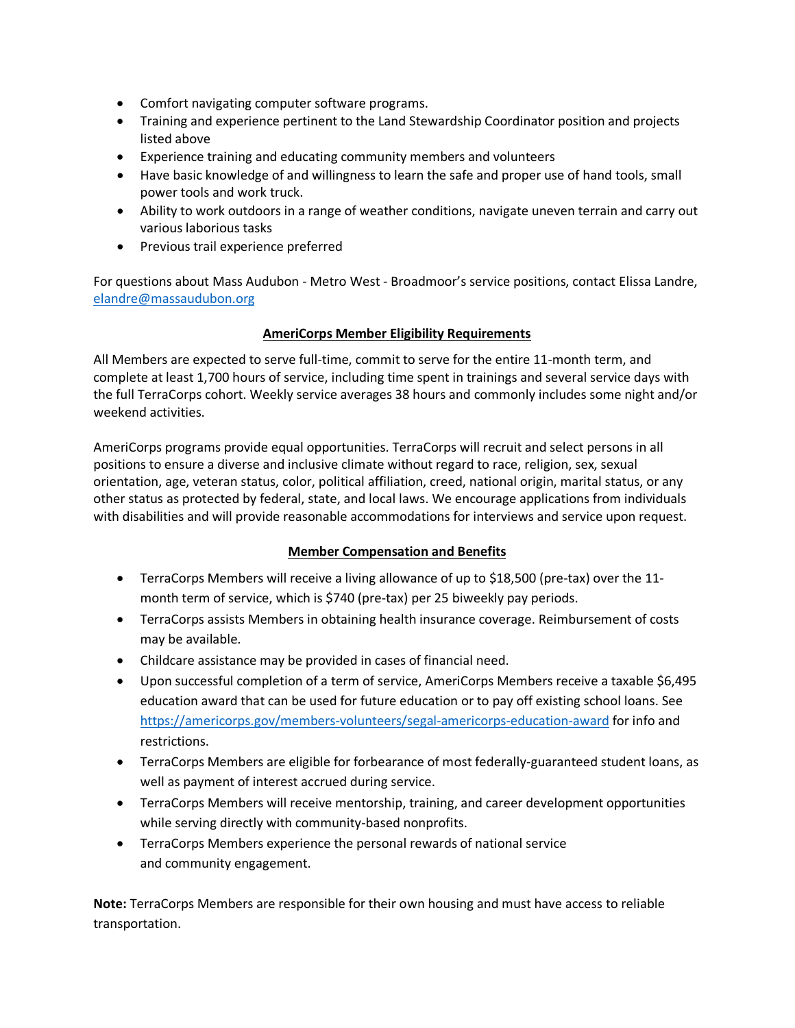- Comfort navigating computer software programs.
- Training and experience pertinent to the Land Stewardship Coordinator position and projects listed above
- Experience training and educating community members and volunteers
- Have basic knowledge of and willingness to learn the safe and proper use of hand tools, small power tools and work truck.
- Ability to work outdoors in a range of weather conditions, navigate uneven terrain and carry out various laborious tasks
- Previous trail experience preferred

For questions about Mass Audubon - Metro West - Broadmoor's service positions, contact Elissa Landre, [elandre@massaudubon.org](mailto:elandre@massaudubon.org)

## AmeriCorps Member Eligibility Requirements

All Members are expected to serve full-time, commit to serve for the entire 11-month term, and complete at least 1,700 hours of service, including time spent in trainings and several service days with the full TerraCorps cohort. Weekly service averages 38 hours and commonly includes some night and/or weekend activities.

AmeriCorps programs provide equal opportunities. TerraCorps will recruit and select persons in all positions to ensure a diverse and inclusive climate without regard to race, religion, sex, sexual orientation, age, veteran status, color, political affiliation, creed, national origin, marital status, or any other status as protected by federal, state, and local laws. We encourage applications from individuals with disabilities and will provide reasonable accommodations for interviews and service upon request.

## Member Compensation and Benefits

- TerraCorps Members will receive a living allowance of up to $18,500 (pre-tax) over the 11-month term of service, which is $740 (pre-tax) per 25 biweekly pay periods.
- TerraCorps assists Members in obtaining health insurance coverage. Reimbursement of costs may be available.
- Childcare assistance may be provided in cases of financial need.
- Upon successful completion of a term of service, AmeriCorps Members receive a taxable $6,495 education award that can be used for future education or to pay off existing school loans. See [https://americorps.gov/members-volunteers/segal-americorps-education-award](https://americorps.gov/members-volunteers/segal-americorps-education-award) for info and restrictions.
- TerraCorps Members are eligible for forbearance of most federally-guaranteed student loans, as well as payment of interest accrued during service.
- TerraCorps Members will receive mentorship, training, and career development opportunities while serving directly with community-based nonprofits.
- TerraCorps Members experience the personal rewards of national service and community engagement.

**Note:** TerraCorps Members are responsible for their own housing and must have access to reliable transportation.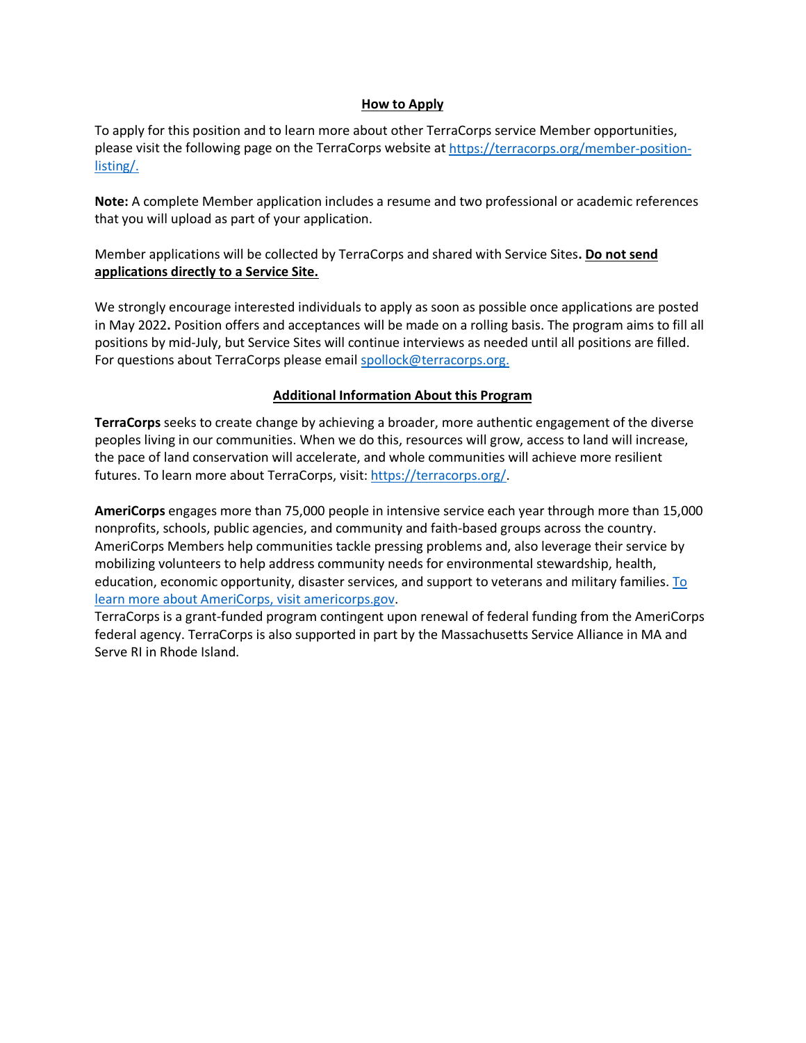## How to Apply

To apply for this position and to learn more about other TerraCorps service Member opportunities, please visit the following page on the TerraCorps website at [https://terracorps.org/member-position-listing/.](https://terracorps.org/member-position-listing/)

**Note:** A complete Member application includes a resume and two professional or academic references that you will upload as part of your application.

Member applications will be collected by TerraCorps and shared with Service Sites**.** **Do not send applications directly to a Service Site.**

We strongly encourage interested individuals to apply as soon as possible once applications are posted in May 2022**.** Position offers and acceptances will be made on a rolling basis. The program aims to fill all positions by mid-July, but Service Sites will continue interviews as needed until all positions are filled. For questions about TerraCorps please email [spollock@terracorps.org.](mailto:spollock@terracorps.org)

## Additional Information About this Program

**TerraCorps** seeks to create change by achieving a broader, more authentic engagement of the diverse peoples living in our communities. When we do this, resources will grow, access to land will increase, the pace of land conservation will accelerate, and whole communities will achieve more resilient futures. To learn more about TerraCorps, visit: [https://terracorps.org/](https://terracorps.org/).

**AmeriCorps** engages more than 75,000 people in intensive service each year through more than 15,000 nonprofits, schools, public agencies, and community and faith-based groups across the country. AmeriCorps Members help communities tackle pressing problems and, also leverage their service by mobilizing volunteers to help address community needs for environmental stewardship, health, education, economic opportunity, disaster services, and support to veterans and military families. [To learn more about AmeriCorps, visit americorps.gov](https://americorps.gov).

TerraCorps is a grant-funded program contingent upon renewal of federal funding from the AmeriCorps federal agency. TerraCorps is also supported in part by the Massachusetts Service Alliance in MA and Serve RI in Rhode Island.